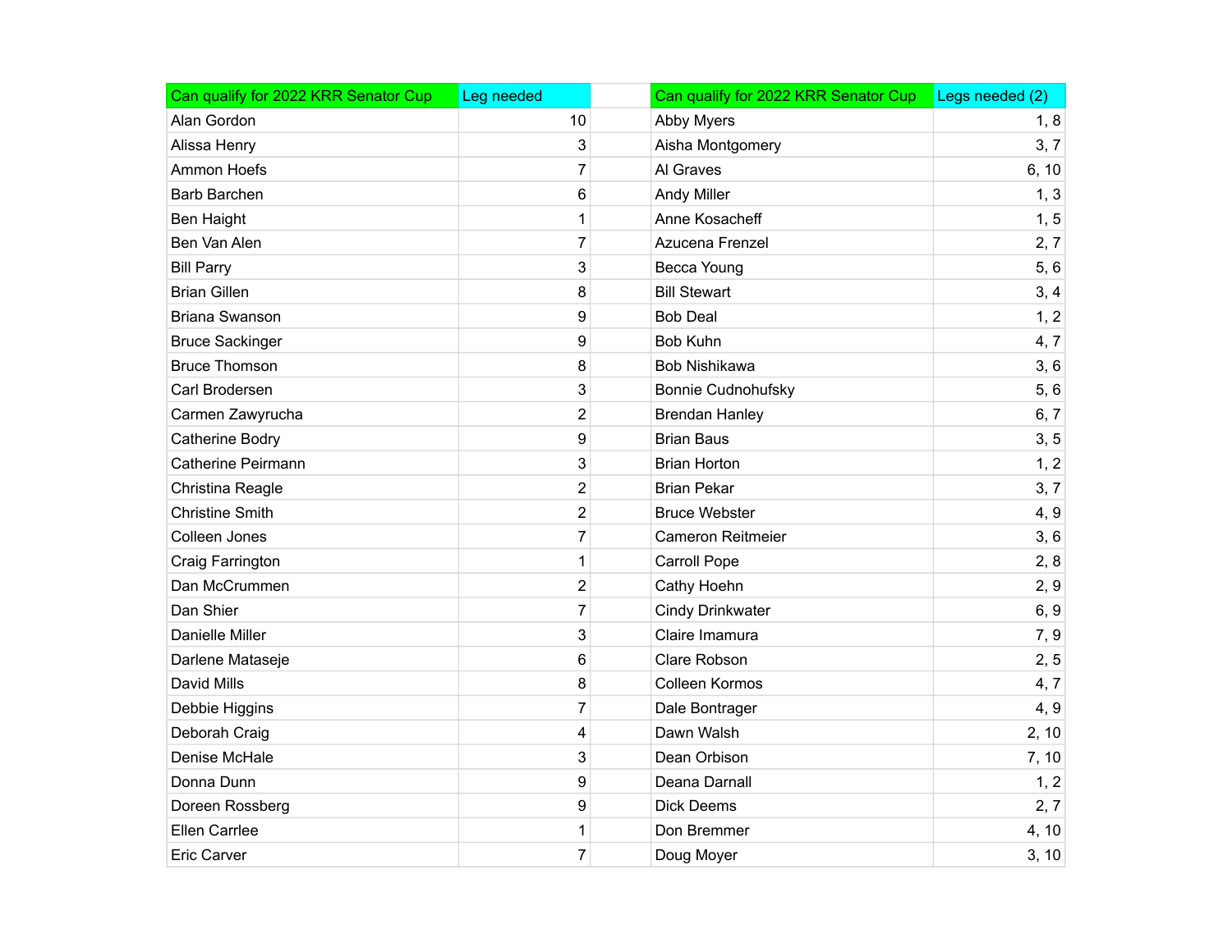| Can qualify for 2022 KRR Senator Cup | Leg needed |
|---|---|
| Alan Gordon | 10 |
| Alissa Henry | 3 |
| Ammon Hoefs | 7 |
| Barb Barchen | 6 |
| Ben Haight | 1 |
| Ben Van Alen | 7 |
| Bill Parry | 3 |
| Brian Gillen | 8 |
| Briana Swanson | 9 |
| Bruce Sackinger | 9 |
| Bruce Thomson | 8 |
| Carl Brodersen | 3 |
| Carmen Zawyrucha | 2 |
| Catherine Bodry | 9 |
| Catherine Peirmann | 3 |
| Christina Reagle | 2 |
| Christine Smith | 2 |
| Colleen Jones | 7 |
| Craig Farrington | 1 |
| Dan McCrummen | 2 |
| Dan Shier | 7 |
| Danielle Miller | 3 |
| Darlene Mataseje | 6 |
| David Mills | 8 |
| Debbie Higgins | 7 |
| Deborah Craig | 4 |
| Denise McHale | 3 |
| Donna Dunn | 9 |
| Doreen Rossberg | 9 |
| Ellen Carrlee | 1 |
| Eric Carver | 7 |

| Can qualify for 2022 KRR Senator Cup | Legs needed (2) |
|---|---|
| Abby Myers | 1, 8 |
| Aisha Montgomery | 3, 7 |
| Al Graves | 6, 10 |
| Andy Miller | 1, 3 |
| Anne Kosacheff | 1, 5 |
| Azucena Frenzel | 2, 7 |
| Becca Young | 5, 6 |
| Bill Stewart | 3, 4 |
| Bob Deal | 1, 2 |
| Bob Kuhn | 4, 7 |
| Bob Nishikawa | 3, 6 |
| Bonnie Cudnohufsky | 5, 6 |
| Brendan Hanley | 6, 7 |
| Brian Baus | 3, 5 |
| Brian Horton | 1, 2 |
| Brian Pekar | 3, 7 |
| Bruce Webster | 4, 9 |
| Cameron Reitmeier | 3, 6 |
| Carroll Pope | 2, 8 |
| Cathy Hoehn | 2, 9 |
| Cindy Drinkwater | 6, 9 |
| Claire Imamura | 7, 9 |
| Clare Robson | 2, 5 |
| Colleen Kormos | 4, 7 |
| Dale Bontrager | 4, 9 |
| Dawn Walsh | 2, 10 |
| Dean Orbison | 7, 10 |
| Deana Darnall | 1, 2 |
| Dick Deems | 2, 7 |
| Don Bremmer | 4, 10 |
| Doug Moyer | 3, 10 |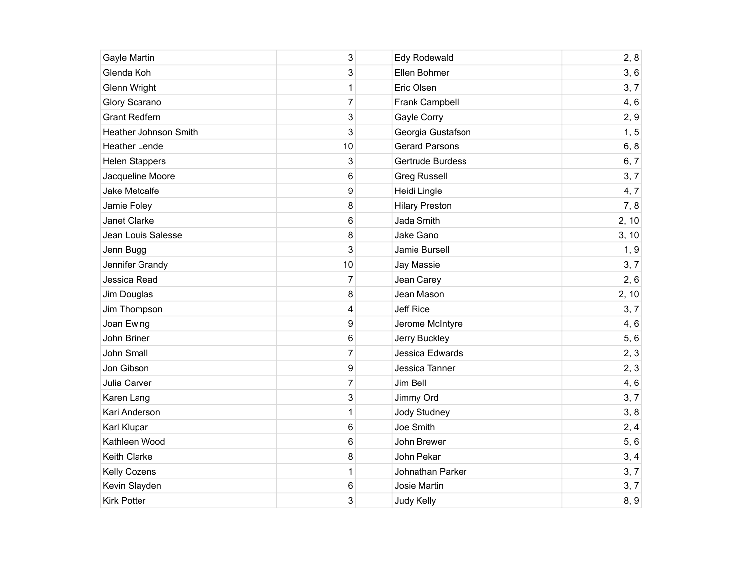| | | | | |
|---|---|---|---|---|
| Gayle Martin | 3 | | Edy Rodewald | 2, 8 |
| Glenda Koh | 3 | | Ellen Bohmer | 3, 6 |
| Glenn Wright | 1 | | Eric Olsen | 3, 7 |
| Glory Scarano | 7 | | Frank Campbell | 4, 6 |
| Grant Redfern | 3 | | Gayle Corry | 2, 9 |
| Heather Johnson Smith | 3 | | Georgia Gustafson | 1, 5 |
| Heather Lende | 10 | | Gerard Parsons | 6, 8 |
| Helen Stappers | 3 | | Gertrude Burdess | 6, 7 |
| Jacqueline Moore | 6 | | Greg Russell | 3, 7 |
| Jake Metcalfe | 9 | | Heidi Lingle | 4, 7 |
| Jamie Foley | 8 | | Hilary Preston | 7, 8 |
| Janet Clarke | 6 | | Jada Smith | 2, 10 |
| Jean Louis Salesse | 8 | | Jake Gano | 3, 10 |
| Jenn Bugg | 3 | | Jamie Bursell | 1, 9 |
| Jennifer Grandy | 10 | | Jay Massie | 3, 7 |
| Jessica Read | 7 | | Jean Carey | 2, 6 |
| Jim Douglas | 8 | | Jean Mason | 2, 10 |
| Jim Thompson | 4 | | Jeff Rice | 3, 7 |
| Joan Ewing | 9 | | Jerome McIntyre | 4, 6 |
| John Briner | 6 | | Jerry Buckley | 5, 6 |
| John Small | 7 | | Jessica Edwards | 2, 3 |
| Jon Gibson | 9 | | Jessica Tanner | 2, 3 |
| Julia Carver | 7 | | Jim Bell | 4, 6 |
| Karen Lang | 3 | | Jimmy Ord | 3, 7 |
| Kari Anderson | 1 | | Jody Studney | 3, 8 |
| Karl Klupar | 6 | | Joe Smith | 2, 4 |
| Kathleen Wood | 6 | | John Brewer | 5, 6 |
| Keith Clarke | 8 | | John Pekar | 3, 4 |
| Kelly Cozens | 1 | | Johnathan Parker | 3, 7 |
| Kevin Slayden | 6 | | Josie Martin | 3, 7 |
| Kirk Potter | 3 | | Judy Kelly | 8, 9 |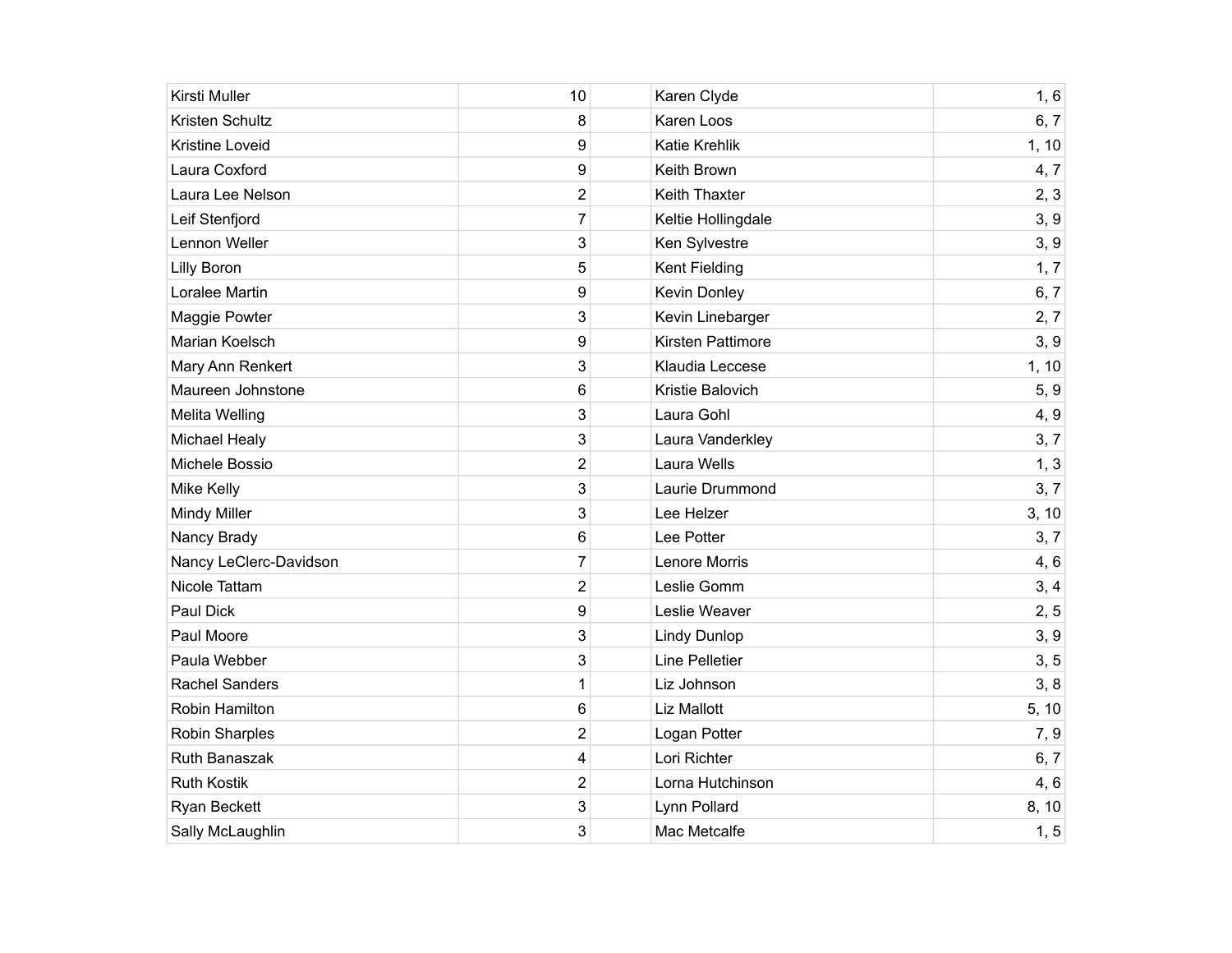| Kirsti Muller | 10 |
| --- | --- |
| Kristen Schultz | 8 |
| Kristine Loveid | 9 |
| Laura Coxford | 9 |
| Laura Lee Nelson | 2 |
| Leif Stenfjord | 7 |
| Lennon Weller | 3 |
| Lilly Boron | 5 |
| Loralee Martin | 9 |
| Maggie Powter | 3 |
| Marian Koelsch | 9 |
| Mary Ann Renkert | 3 |
| Maureen Johnstone | 6 |
| Melita Welling | 3 |
| Michael Healy | 3 |
| Michele Bossio | 2 |
| Mike Kelly | 3 |
| Mindy Miller | 3 |
| Nancy Brady | 6 |
| Nancy LeClerc-Davidson | 7 |
| Nicole Tattam | 2 |
| Paul Dick | 9 |
| Paul Moore | 3 |
| Paula Webber | 3 |
| Rachel Sanders | 1 |
| Robin Hamilton | 6 |
| Robin Sharples | 2 |
| Ruth Banaszak | 4 |
| Ruth Kostik | 2 |
| Ryan Beckett | 3 |
| Sally McLaughlin | 3 |

| Karen Clyde | 1, 6 |
| --- | --- |
| Karen Loos | 6, 7 |
| Katie Krehlik | 1, 10 |
| Keith Brown | 4, 7 |
| Keith Thaxter | 2, 3 |
| Keltie Hollingdale | 3, 9 |
| Ken Sylvestre | 3, 9 |
| Kent Fielding | 1, 7 |
| Kevin Donley | 6, 7 |
| Kevin Linebarger | 2, 7 |
| Kirsten Pattimore | 3, 9 |
| Klaudia Leccese | 1, 10 |
| Kristie Balovich | 5, 9 |
| Laura Gohl | 4, 9 |
| Laura Vanderkley | 3, 7 |
| Laura Wells | 1, 3 |
| Laurie Drummond | 3, 7 |
| Lee Helzer | 3, 10 |
| Lee Potter | 3, 7 |
| Lenore Morris | 4, 6 |
| Leslie Gomm | 3, 4 |
| Leslie Weaver | 2, 5 |
| Lindy Dunlop | 3, 9 |
| Line Pelletier | 3, 5 |
| Liz Johnson | 3, 8 |
| Liz Mallott | 5, 10 |
| Logan Potter | 7, 9 |
| Lori Richter | 6, 7 |
| Lorna Hutchinson | 4, 6 |
| Lynn Pollard | 8, 10 |
| Mac Metcalfe | 1, 5 |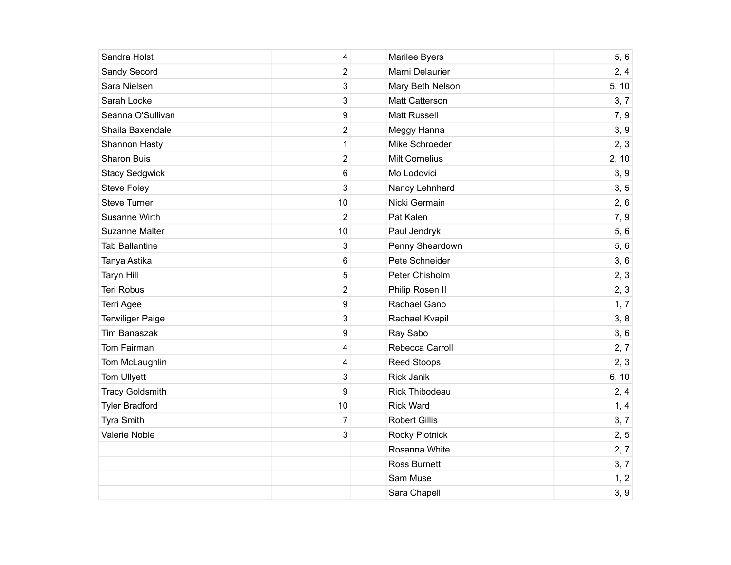| | |
|---|---|
| Sandra Holst | 4 |
| Sandy Secord | 2 |
| Sara Nielsen | 3 |
| Sarah Locke | 3 |
| Seanna O'Sullivan | 9 |
| Shaila Baxendale | 2 |
| Shannon Hasty | 1 |
| Sharon Buis | 2 |
| Stacy Sedgwick | 6 |
| Steve Foley | 3 |
| Steve Turner | 10 |
| Susanne Wirth | 2 |
| Suzanne Malter | 10 |
| Tab Ballantine | 3 |
| Tanya Astika | 6 |
| Taryn Hill | 5 |
| Teri Robus | 2 |
| Terri Agee | 9 |
| Terwiliger Paige | 3 |
| Tim Banaszak | 9 |
| Tom Fairman | 4 |
| Tom McLaughlin | 4 |
| Tom Ullyett | 3 |
| Tracy Goldsmith | 9 |
| Tyler Bradford | 10 |
| Tyra Smith | 7 |
| Valerie Noble | 3 |

| | |
|---|---|
| Marilee Byers | 5, 6 |
| Marni Delaurier | 2, 4 |
| Mary Beth Nelson | 5, 10 |
| Matt Catterson | 3, 7 |
| Matt Russell | 7, 9 |
| Meggy Hanna | 3, 9 |
| Mike Schroeder | 2, 3 |
| Milt Cornelius | 2, 10 |
| Mo Lodovici | 3, 9 |
| Nancy Lehnhard | 3, 5 |
| Nicki Germain | 2, 6 |
| Pat Kalen | 7, 9 |
| Paul Jendryk | 5, 6 |
| Penny Sheardown | 5, 6 |
| Pete Schneider | 3, 6 |
| Peter Chisholm | 2, 3 |
| Philip Rosen II | 2, 3 |
| Rachael Gano | 1, 7 |
| Rachael Kvapil | 3, 8 |
| Ray Sabo | 3, 6 |
| Rebecca Carroll | 2, 7 |
| Reed Stoops | 2, 3 |
| Rick Janik | 6, 10 |
| Rick Thibodeau | 2, 4 |
| Rick Ward | 1, 4 |
| Robert Gillis | 3, 7 |
| Rocky Plotnick | 2, 5 |
| Rosanna White | 2, 7 |
| Ross Burnett | 3, 7 |
| Sam Muse | 1, 2 |
| Sara Chapell | 3, 9 |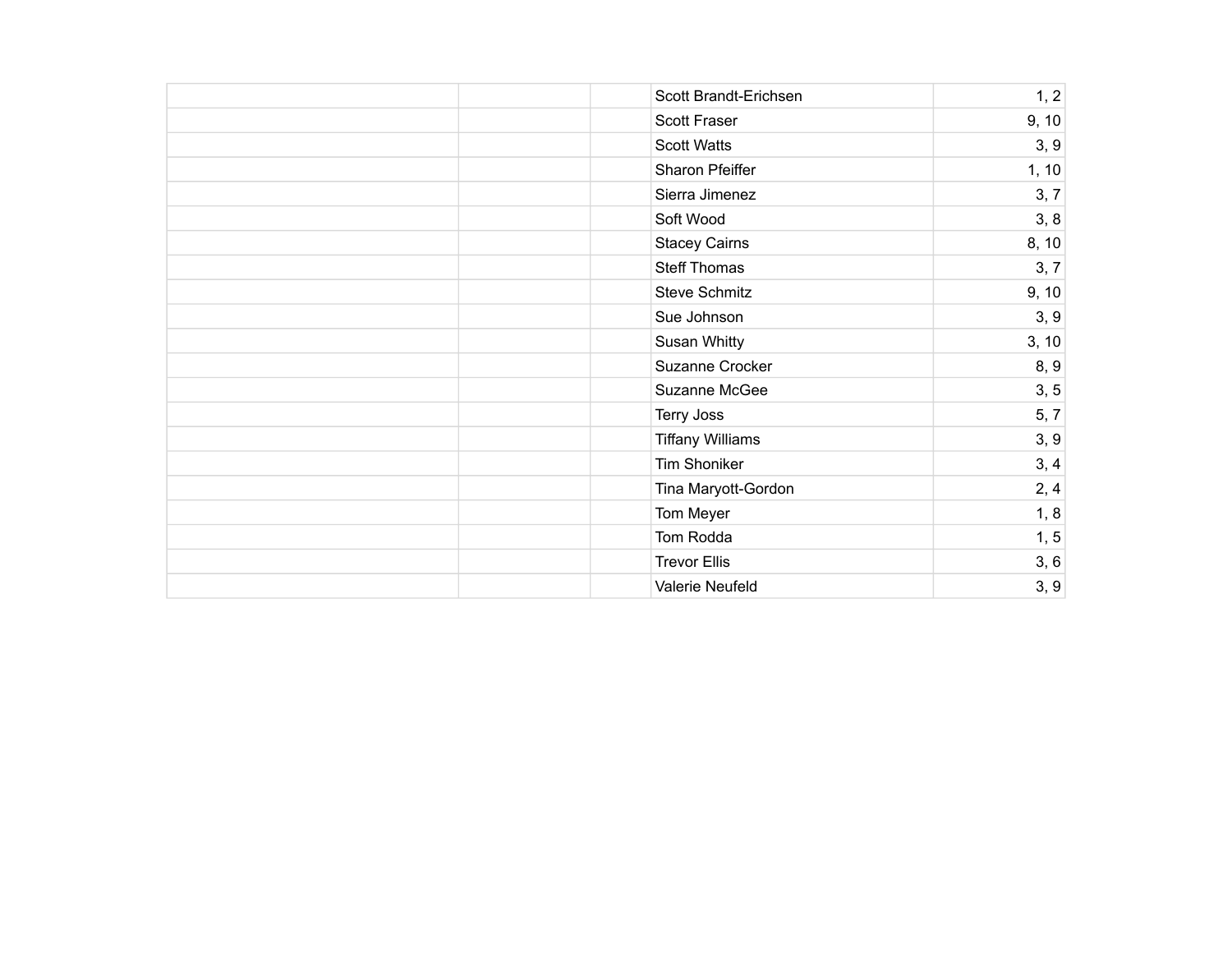| | | | | |
|---|---|---|---|---|
| | | | Scott Brandt-Erichsen | 1, 2 |
| | | | Scott Fraser | 9, 10 |
| | | | Scott Watts | 3, 9 |
| | | | Sharon Pfeiffer | 1, 10 |
| | | | Sierra Jimenez | 3, 7 |
| | | | Soft Wood | 3, 8 |
| | | | Stacey Cairns | 8, 10 |
| | | | Steff Thomas | 3, 7 |
| | | | Steve Schmitz | 9, 10 |
| | | | Sue Johnson | 3, 9 |
| | | | Susan Whitty | 3, 10 |
| | | | Suzanne Crocker | 8, 9 |
| | | | Suzanne McGee | 3, 5 |
| | | | Terry Joss | 5, 7 |
| | | | Tiffany Williams | 3, 9 |
| | | | Tim Shoniker | 3, 4 |
| | | | Tina Maryott-Gordon | 2, 4 |
| | | | Tom Meyer | 1, 8 |
| | | | Tom Rodda | 1, 5 |
| | | | Trevor Ellis | 3, 6 |
| | | | Valerie Neufeld | 3, 9 |